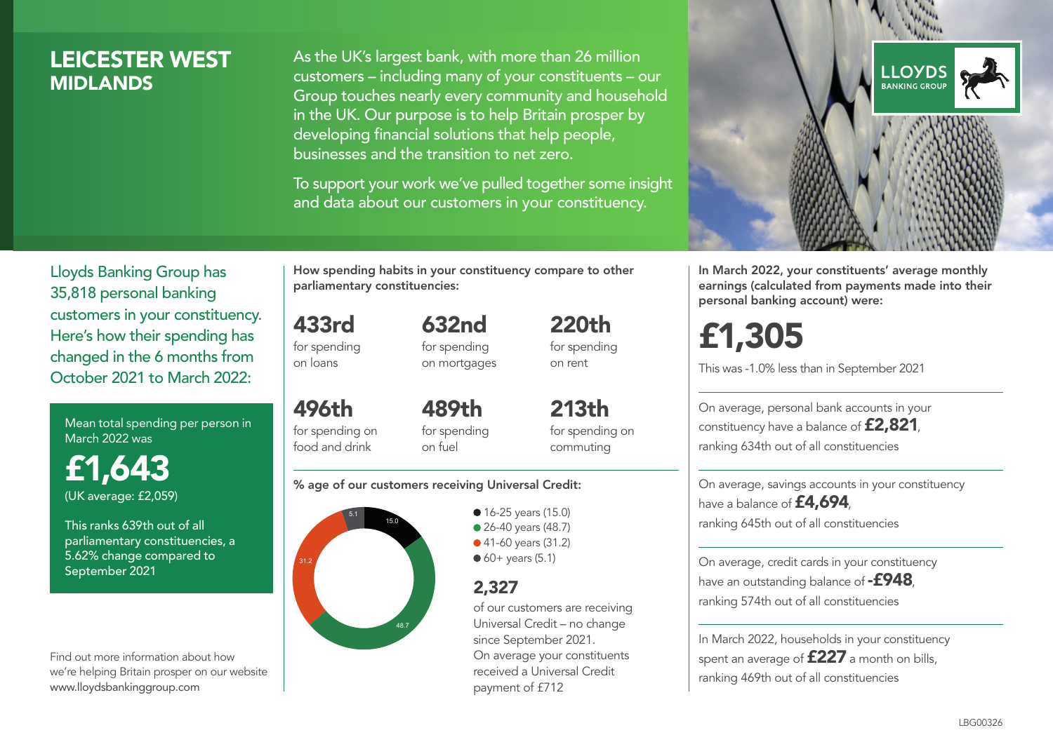# LEICESTER WEST
## MIDLANDS

As the UK's largest bank, with more than 26 million customers – including many of your constituents – our Group touches nearly every community and household in the UK. Our purpose is to help Britain prosper by developing financial solutions that help people, businesses and the transition to net zero.

To support your work we've pulled together some insight and data about our customers in your constituency.

LLOYDS BANKING GROUP

Lloyds Banking Group has 35,818 personal banking customers in your constituency. Here's how their spending has changed in the 6 months from October 2021 to March 2022:

Mean total spending per person in March 2022 was

**£1,643**

(UK average: £2,059)

This ranks 639th out of all parliamentary constituencies, a 5.62% change compared to September 2021

Find out more information about how we're helping Britain prosper on our website www.lloydsbankinggroup.com

**How spending habits in your constituency compare to other parliamentary constituencies:**

**433rd** for spending on loans

**632nd** for spending on mortgages

**220th** for spending on rent

**496th** for spending on food and drink

**489th** for spending on fuel

**213th** for spending on commuting

**% age of our customers receiving Universal Credit:**

- 16-25 years (15.0)
- 26-40 years (48.7)
- 41-60 years (31.2)
- 60+ years (5.1)

**2,327**

of our customers are receiving Universal Credit – no change since September 2021. On average your constituents received a Universal Credit payment of £712

**In March 2022, your constituents' average monthly earnings (calculated from payments made into their personal banking account) were:**

**£1,305**

This was -1.0% less than in September 2021

On average, personal bank accounts in your constituency have a balance of **£2,821**, ranking 634th out of all constituencies

On average, savings accounts in your constituency have a balance of **£4,694**, ranking 645th out of all constituencies

On average, credit cards in your constituency have an outstanding balance of **-£948**, ranking 574th out of all constituencies

In March 2022, households in your constituency spent an average of **£227** a month on bills, ranking 469th out of all constituencies

LBG00326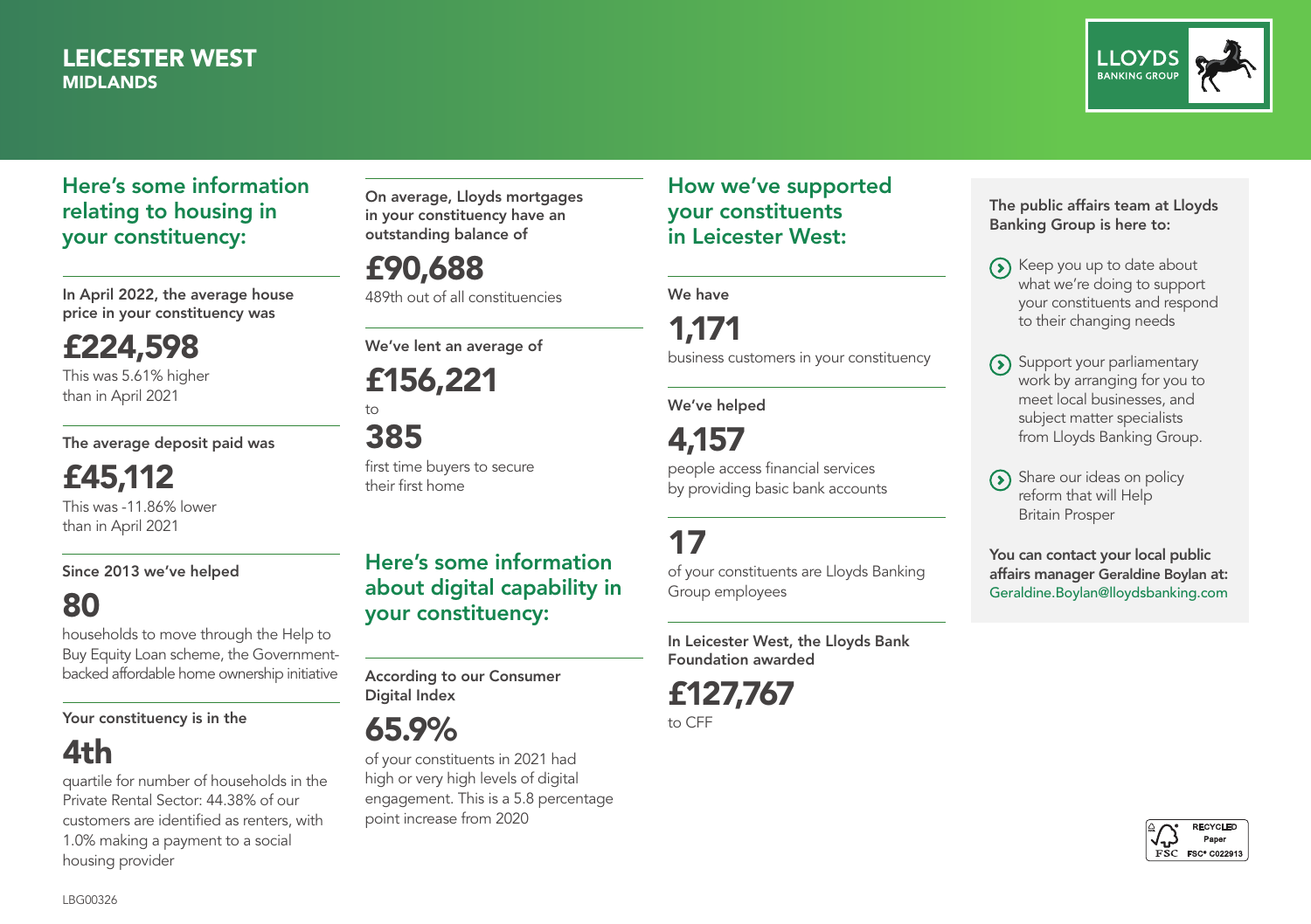# LEICESTER WEST
## MIDLANDS

LLOYDS BANKING GROUP

## Here's some information relating to housing in your constituency:

**In April 2022, the average house price in your constituency was**

**£224,598**

This was 5.61% higher than in April 2021

**The average deposit paid was**

**£45,112**

This was -11.86% lower than in April 2021

**Since 2013 we've helped**

**80**

households to move through the Help to Buy Equity Loan scheme, the Government-backed affordable home ownership initiative

**Your constituency is in the**

**4th**

quartile for number of households in the Private Rental Sector: 44.38% of our customers are identified as renters, with 1.0% making a payment to a social housing provider

**On average, Lloyds mortgages in your constituency have an outstanding balance of**

**£90,688**

489th out of all constituencies

**We've lent an average of**

**£156,221**

to

**385**

first time buyers to secure their first home

## Here's some information about digital capability in your constituency:

**According to our Consumer Digital Index**

**65.9%**

of your constituents in 2021 had high or very high levels of digital engagement. This is a 5.8 percentage point increase from 2020

## How we've supported your constituents in Leicester West:

**We have**

**1,171**

business customers in your constituency

**We've helped**

**4,157**

people access financial services by providing basic bank accounts

**17**

of your constituents are Lloyds Banking Group employees

**In Leicester West, the Lloyds Bank Foundation awarded**

**£127,767**

to CFF

**The public affairs team at Lloyds Banking Group is here to:**

- Keep you up to date about what we're doing to support your constituents and respond to their changing needs
- Support your parliamentary work by arranging for you to meet local businesses, and subject matter specialists from Lloyds Banking Group.
- Share our ideas on policy reform that will Help Britain Prosper

**You can contact your local public affairs manager Geraldine Boylan at:**
Geraldine.Boylan@lloydsbanking.com

RECYCLED Paper FSC FSC® C022913

LBG00326